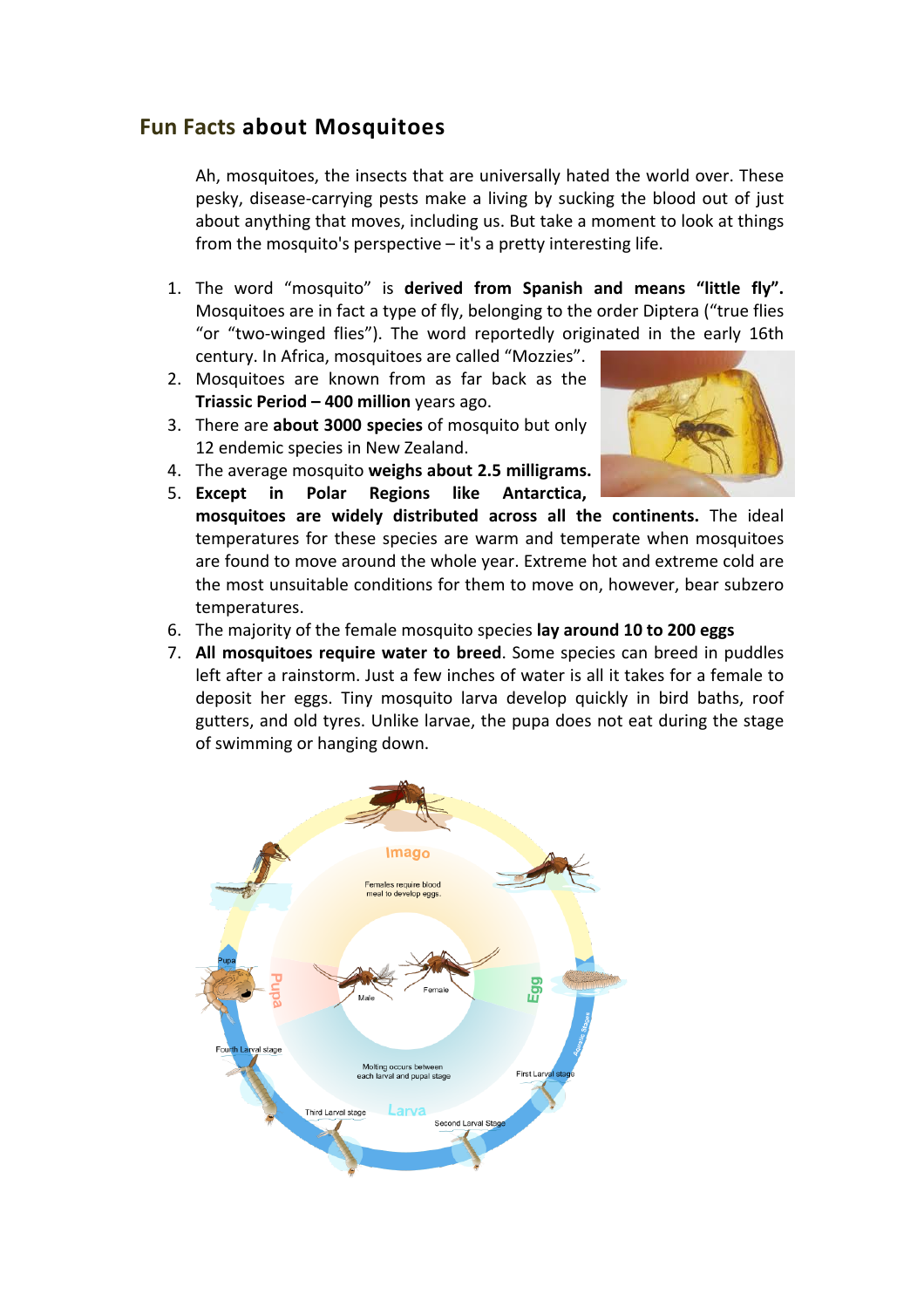## Fun Facts about Mosquitoes

Ah, mosquitoes, the insects that are universally hated the world over. These pesky, disease-carrying pests make a living by sucking the blood out of just about anything that moves, including us. But take a moment to look at things from the mosquito's perspective – it's a pretty interesting life.

1. The word "mosquito" is **derived from Spanish and means "little fly".** Mosquitoes are in fact a type of fly, belonging to the order Diptera ("true flies "or "two-winged flies"). The word reportedly originated in the early 16th century. In Africa, mosquitoes are called "Mozzies".
2. Mosquitoes are known from as far back as the **Triassic Period – 400 million** years ago.
3. There are **about 3000 species** of mosquito but only 12 endemic species in New Zealand.
4. The average mosquito **weighs about 2.5 milligrams.**
5. **Except in Polar Regions like Antarctica, mosquitoes are widely distributed across all the continents.** The ideal temperatures for these species are warm and temperate when mosquitoes are found to move around the whole year. Extreme hot and extreme cold are the most unsuitable conditions for them to move on, however, bear subzero temperatures.
6. The majority of the female mosquito species **lay around 10 to 200 eggs**
7. **All mosquitoes require water to breed**. Some species can breed in puddles left after a rainstorm. Just a few inches of water is all it takes for a female to deposit her eggs. Tiny mosquito larva develop quickly in bird baths, roof gutters, and old tyres. Unlike larvae, the pupa does not eat during the stage of swimming or hanging down.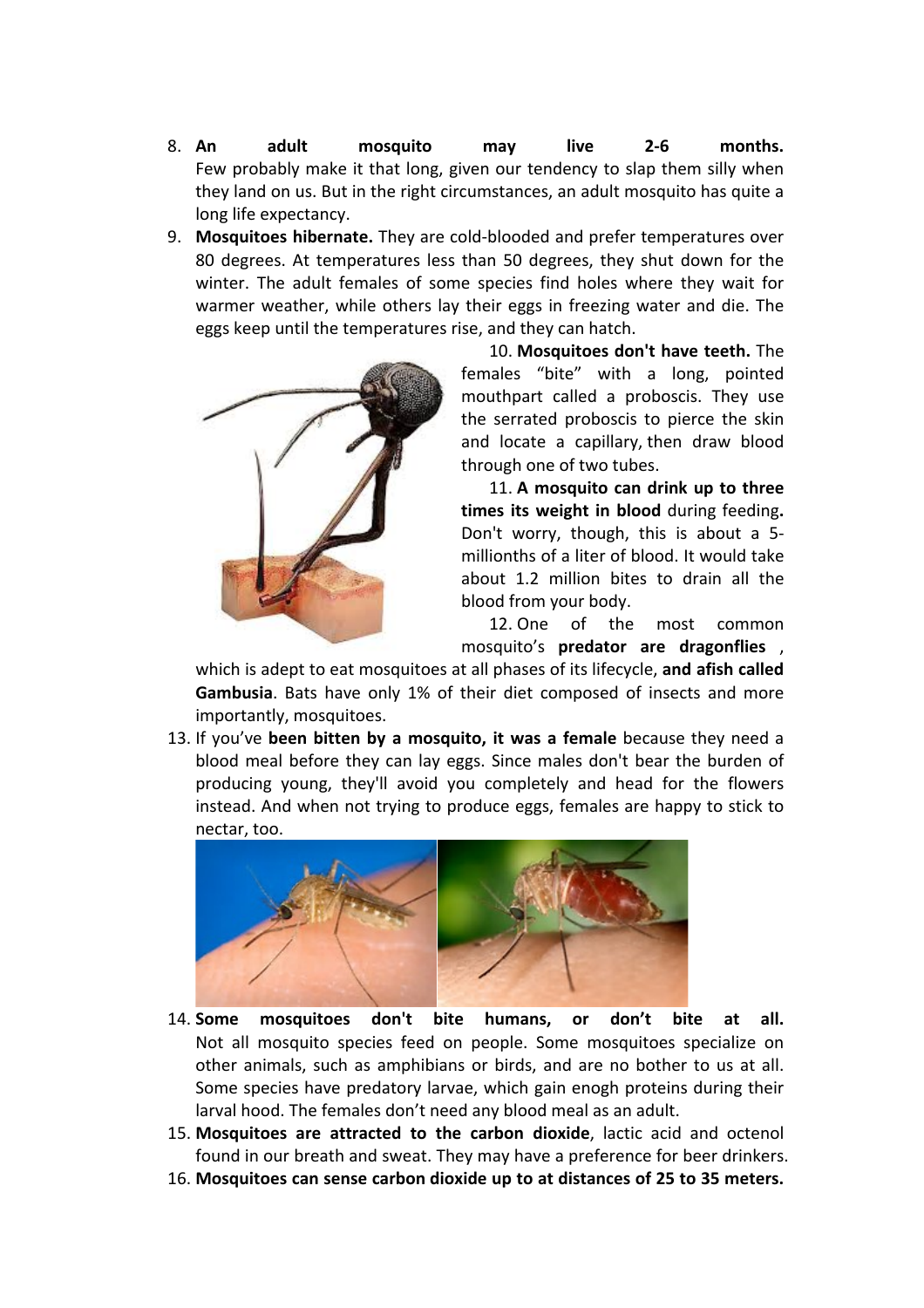8. **An adult mosquito may live 2-6 months.** Few probably make it that long, given our tendency to slap them silly when they land on us. But in the right circumstances, an adult mosquito has quite a long life expectancy.
9. **Mosquitoes hibernate.** They are cold-blooded and prefer temperatures over 80 degrees. At temperatures less than 50 degrees, they shut down for the winter. The adult females of some species find holes where they wait for warmer weather, while others lay their eggs in freezing water and die. The eggs keep until the temperatures rise, and they can hatch.
10. **Mosquitoes don't have teeth.** The females "bite" with a long, pointed mouthpart called a proboscis. They use the serrated proboscis to pierce the skin and locate a capillary, then draw blood through one of two tubes.
11. **A mosquito can drink up to three times its weight in blood** during feeding**.** Don't worry, though, this is about a 5-millionths of a liter of blood. It would take about 1.2 million bites to drain all the blood from your body.
12. One of the most common mosquito's **predator are dragonflies** , which is adept to eat mosquitoes at all phases of its lifecycle, **and afish called Gambusia**. Bats have only 1% of their diet composed of insects and more importantly, mosquitoes.
13. If you've **been bitten by a mosquito, it was a female** because they need a blood meal before they can lay eggs. Since males don't bear the burden of producing young, they'll avoid you completely and head for the flowers instead. And when not trying to produce eggs, females are happy to stick to nectar, too.
14. **Some mosquitoes don't bite humans, or don't bite at all.** Not all mosquito species feed on people. Some mosquitoes specialize on other animals, such as amphibians or birds, and are no bother to us at all. Some species have predatory larvae, which gain enogh proteins during their larval hood. The females don't need any blood meal as an adult.
15. **Mosquitoes are attracted to the carbon dioxide**, lactic acid and octenol found in our breath and sweat. They may have a preference for beer drinkers.
16. **Mosquitoes can sense carbon dioxide up to at distances of 25 to 35 meters.**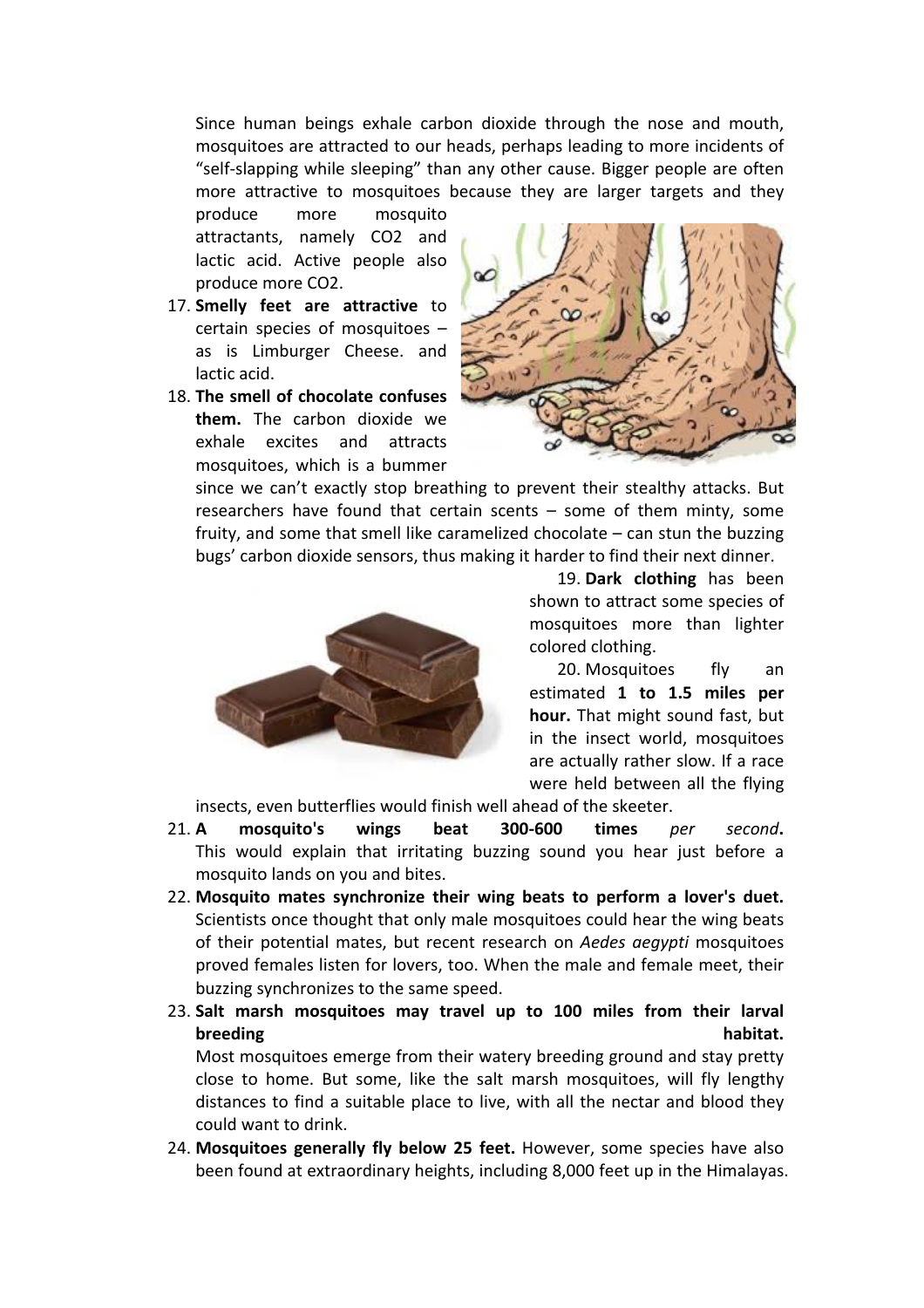Since human beings exhale carbon dioxide through the nose and mouth, mosquitoes are attracted to our heads, perhaps leading to more incidents of "self-slapping while sleeping" than any other cause. Bigger people are often more attractive to mosquitoes because they are larger targets and they produce more mosquito attractants, namely CO2 and lactic acid. Active people also produce more CO2.

17. **Smelly feet are attractive** to certain species of mosquitoes – as is Limburger Cheese. and lactic acid.
18. **The smell of chocolate confuses them.** The carbon dioxide we exhale excites and attracts mosquitoes, which is a bummer since we can't exactly stop breathing to prevent their stealthy attacks. But researchers have found that certain scents – some of them minty, some fruity, and some that smell like caramelized chocolate – can stun the buzzing bugs' carbon dioxide sensors, thus making it harder to find their next dinner.
19. **Dark clothing** has been shown to attract some species of mosquitoes more than lighter colored clothing.
20. Mosquitoes fly an estimated **1 to 1.5 miles per hour.** That might sound fast, but in the insect world, mosquitoes are actually rather slow. If a race were held between all the flying insects, even butterflies would finish well ahead of the skeeter.
21. **A mosquito's wings beat 300-600 times** *per second***.** This would explain that irritating buzzing sound you hear just before a mosquito lands on you and bites.
22. **Mosquito mates synchronize their wing beats to perform a lover's duet.** Scientists once thought that only male mosquitoes could hear the wing beats of their potential mates, but recent research on *Aedes aegypti* mosquitoes proved females listen for lovers, too. When the male and female meet, their buzzing synchronizes to the same speed.
23. **Salt marsh mosquitoes may travel up to 100 miles from their larval breeding habitat.** Most mosquitoes emerge from their watery breeding ground and stay pretty close to home. But some, like the salt marsh mosquitoes, will fly lengthy distances to find a suitable place to live, with all the nectar and blood they could want to drink.
24. **Mosquitoes generally fly below 25 feet.** However, some species have also been found at extraordinary heights, including 8,000 feet up in the Himalayas.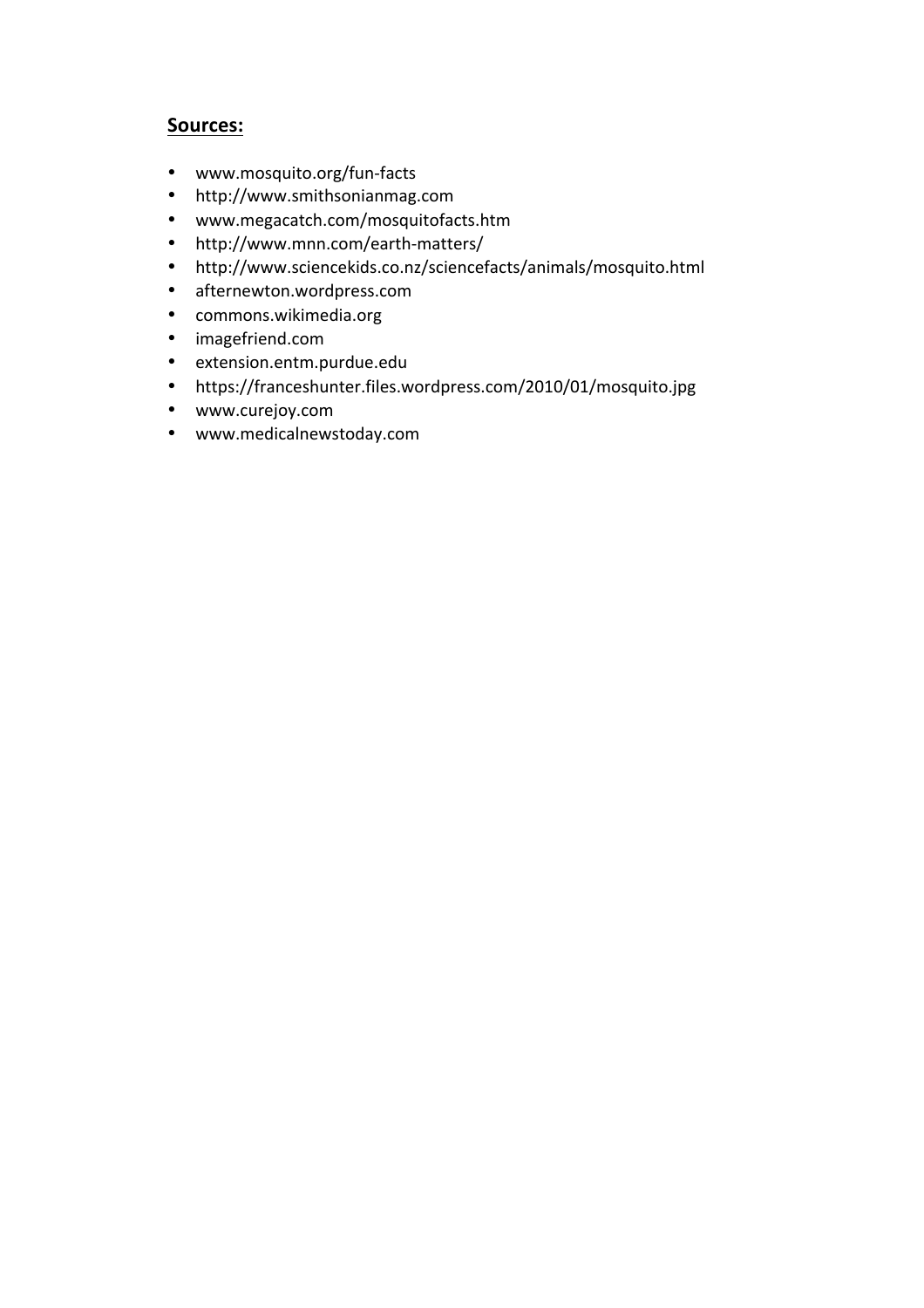**Sources:**

- www.mosquito.org/fun-facts
- http://www.smithsonianmag.com
- www.megacatch.com/mosquitofacts.htm
- http://www.mnn.com/earth-matters/
- http://www.sciencekids.co.nz/sciencefacts/animals/mosquito.html
- afternewton.wordpress.com
- commons.wikimedia.org
- imagefriend.com
- extension.entm.purdue.edu
- https://franceshunter.files.wordpress.com/2010/01/mosquito.jpg
- www.curejoy.com
- www.medicalnewstoday.com